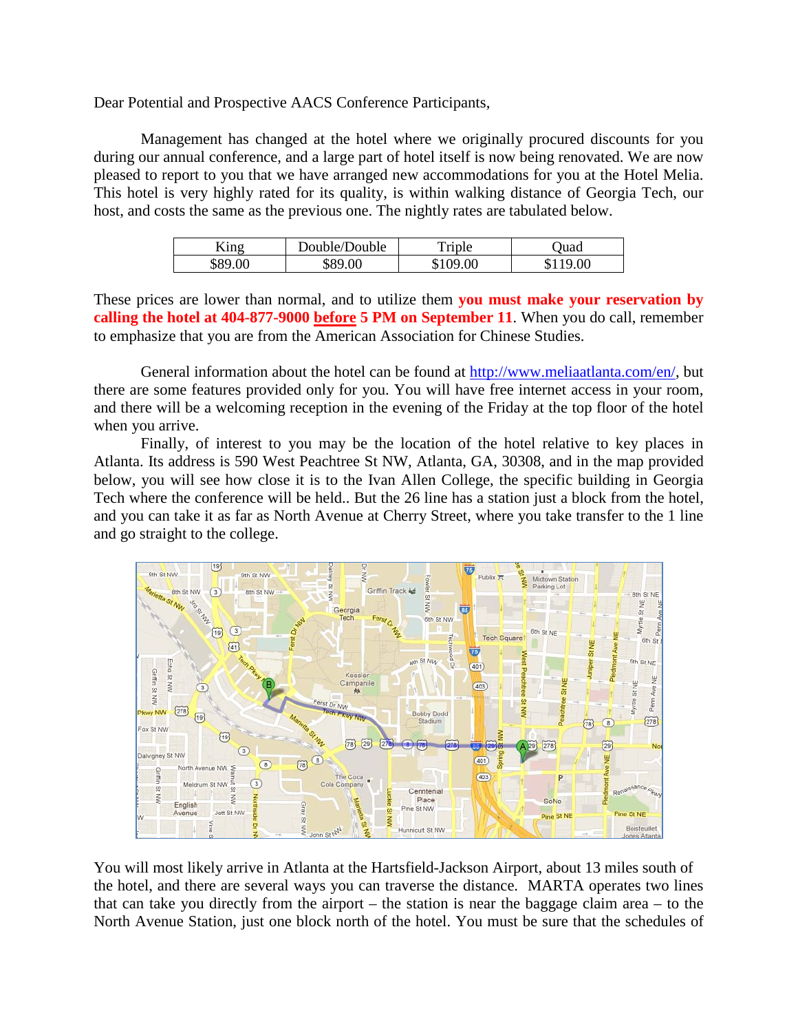Dear Potential and Prospective AACS Conference Participants,

Management has changed at the hotel where we originally procured discounts for you during our annual conference, and a large part of hotel itself is now being renovated. We are now pleased to report to you that we have arranged new accommodations for you at the Hotel Melia. This hotel is very highly rated for its quality, is within walking distance of Georgia Tech, our host, and costs the same as the previous one. The nightly rates are tabulated below.

| King | Double/Double | Triple | Quad |
| --- | --- | --- | --- |
| $89.00 | $89.00 | $109.00 | $119.00 |

These prices are lower than normal, and to utilize them **you must make your reservation by calling the hotel at 404-877-9000 <u>before</u> 5 PM on September 11**. When you do call, remember to emphasize that you are from the American Association for Chinese Studies.

General information about the hotel can be found at http://www.meliaatlanta.com/en/, but there are some features provided only for you. You will have free internet access in your room, and there will be a welcoming reception in the evening of the Friday at the top floor of the hotel when you arrive.

Finally, of interest to you may be the location of the hotel relative to key places in Atlanta. Its address is 590 West Peachtree St NW, Atlanta, GA, 30308, and in the map provided below, you will see how close it is to the Ivan Allen College, the specific building in Georgia Tech where the conference will be held.. But the 26 line has a station just a block from the hotel, and you can take it as far as North Avenue at Cherry Street, where you take transfer to the 1 line and go straight to the college.

You will most likely arrive in Atlanta at the Hartsfield-Jackson Airport, about 13 miles south of the hotel, and there are several ways you can traverse the distance. MARTA operates two lines that can take you directly from the airport – the station is near the baggage claim area – to the North Avenue Station, just one block north of the hotel. You must be sure that the schedules of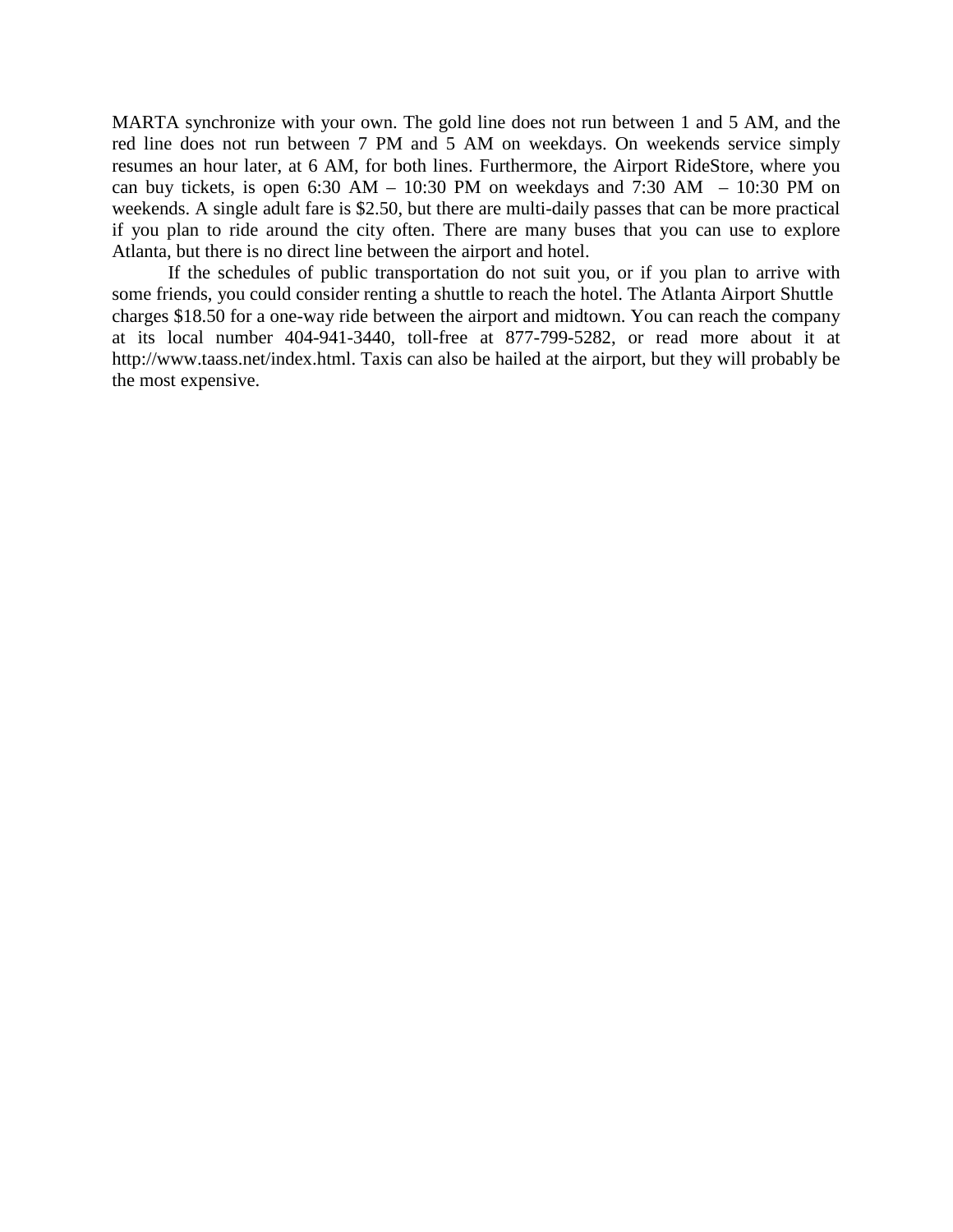MARTA synchronize with your own. The gold line does not run between 1 and 5 AM, and the red line does not run between 7 PM and 5 AM on weekdays. On weekends service simply resumes an hour later, at 6 AM, for both lines. Furthermore, the Airport RideStore, where you can buy tickets, is open 6:30 AM – 10:30 PM on weekdays and 7:30 AM – 10:30 PM on weekends. A single adult fare is $2.50, but there are multi-daily passes that can be more practical if you plan to ride around the city often. There are many buses that you can use to explore Atlanta, but there is no direct line between the airport and hotel.

If the schedules of public transportation do not suit you, or if you plan to arrive with some friends, you could consider renting a shuttle to reach the hotel. The Atlanta Airport Shuttle charges $18.50 for a one-way ride between the airport and midtown. You can reach the company at its local number 404-941-3440, toll-free at 877-799-5282, or read more about it at http://www.taass.net/index.html. Taxis can also be hailed at the airport, but they will probably be the most expensive.